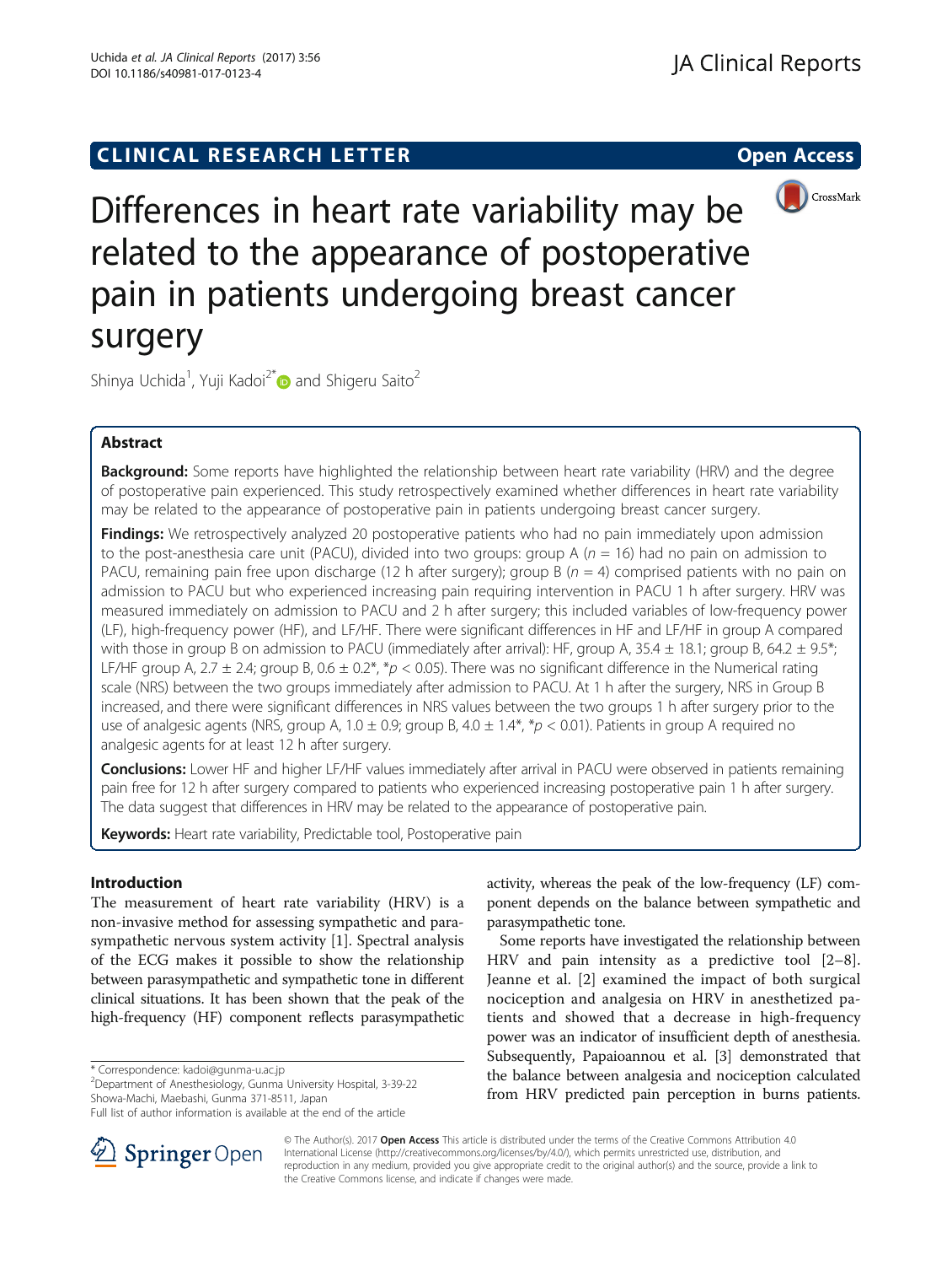CLINICAL RESEARCH LETTER

Open Access

# Differences in heart rate variability may be related to the appearance of postoperative pain in patients undergoing breast cancer surgery

Shinya Uchida[1], Yuji Kadoi[2*] and Shigeru Saito[2]

## Abstract

**Background:** Some reports have highlighted the relationship between heart rate variability (HRV) and the degree of postoperative pain experienced. This study retrospectively examined whether differences in heart rate variability may be related to the appearance of postoperative pain in patients undergoing breast cancer surgery.

**Findings:** We retrospectively analyzed 20 postoperative patients who had no pain immediately upon admission to the post-anesthesia care unit (PACU), divided into two groups: group A ($n = 16$) had no pain on admission to PACU, remaining pain free upon discharge (12 h after surgery); group B ($n = 4$) comprised patients with no pain on admission to PACU but who experienced increasing pain requiring intervention in PACU 1 h after surgery. HRV was measured immediately on admission to PACU and 2 h after surgery; this included variables of low-frequency power (LF), high-frequency power (HF), and LF/HF. There were significant differences in HF and LF/HF in group A compared with those in group B on admission to PACU (immediately after arrival): HF, group A, 35.4 ± 18.1; group B, 64.2 ± 9.5*; LF/HF group A, 2.7 ± 2.4; group B, 0.6 ± 0.2*, *$p < 0.05$). There was no significant difference in the Numerical rating scale (NRS) between the two groups immediately after admission to PACU. At 1 h after the surgery, NRS in Group B increased, and there were significant differences in NRS values between the two groups 1 h after surgery prior to the use of analgesic agents (NRS, group A, 1.0 ± 0.9; group B, 4.0 ± 1.4*, *$p < 0.01$). Patients in group A required no analgesic agents for at least 12 h after surgery.

**Conclusions:** Lower HF and higher LF/HF values immediately after arrival in PACU were observed in patients remaining pain free for 12 h after surgery compared to patients who experienced increasing postoperative pain 1 h after surgery. The data suggest that differences in HRV may be related to the appearance of postoperative pain.

**Keywords:** Heart rate variability, Predictable tool, Postoperative pain

## Introduction

The measurement of heart rate variability (HRV) is a non-invasive method for assessing sympathetic and parasympathetic nervous system activity [1]. Spectral analysis of the ECG makes it possible to show the relationship between parasympathetic and sympathetic tone in different clinical situations. It has been shown that the peak of the high-frequency (HF) component reflects parasympathetic activity, whereas the peak of the low-frequency (LF) component depends on the balance between sympathetic and parasympathetic tone.

Some reports have investigated the relationship between HRV and pain intensity as a predictive tool [2–8]. Jeanne et al. [2] examined the impact of both surgical nociception and analgesia on HRV in anesthetized patients and showed that a decrease in high-frequency power was an indicator of insufficient depth of anesthesia. Subsequently, Papaioannou et al. [3] demonstrated that the balance between analgesia and nociception calculated from HRV predicted pain perception in burns patients.

\* Correspondence: kadoi@gunma-u.ac.jp
[2]Department of Anesthesiology, Gunma University Hospital, 3-39-22 Showa-Machi, Maebashi, Gunma 371-8511, Japan
Full list of author information is available at the end of the article

© The Author(s). 2017 **Open Access** This article is distributed under the terms of the Creative Commons Attribution 4.0 International License (http://creativecommons.org/licenses/by/4.0/), which permits unrestricted use, distribution, and reproduction in any medium, provided you give appropriate credit to the original author(s) and the source, provide a link to the Creative Commons license, and indicate if changes were made.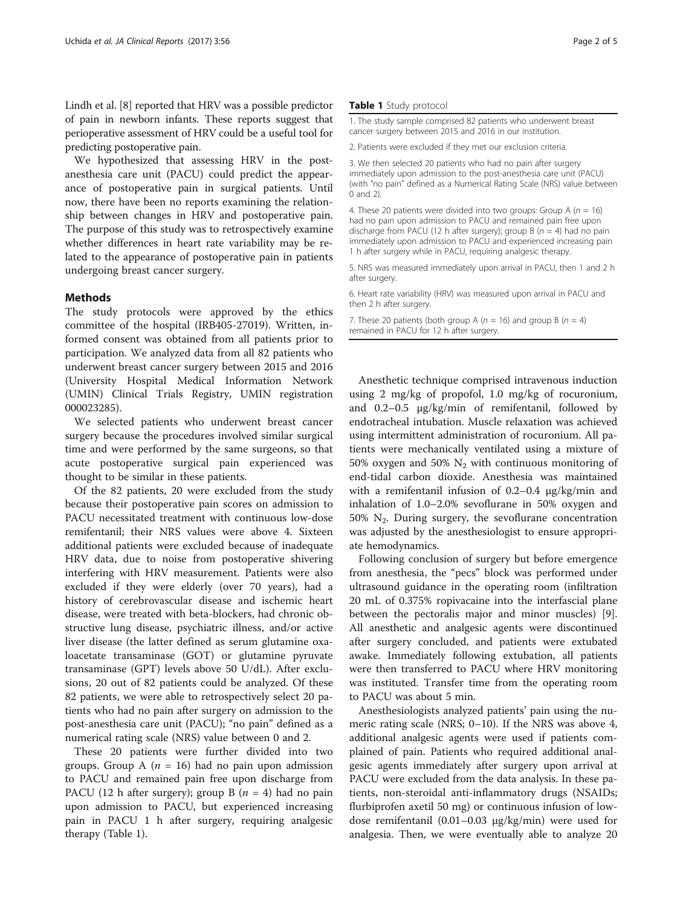Lindh et al. [8] reported that HRV was a possible predictor of pain in newborn infants. These reports suggest that perioperative assessment of HRV could be a useful tool for predicting postoperative pain.

We hypothesized that assessing HRV in the post-anesthesia care unit (PACU) could predict the appearance of postoperative pain in surgical patients. Until now, there have been no reports examining the relationship between changes in HRV and postoperative pain. The purpose of this study was to retrospectively examine whether differences in heart rate variability may be related to the appearance of postoperative pain in patients undergoing breast cancer surgery.

## Methods

The study protocols were approved by the ethics committee of the hospital (IRB405-27019). Written, informed consent was obtained from all patients prior to participation. We analyzed data from all 82 patients who underwent breast cancer surgery between 2015 and 2016 (University Hospital Medical Information Network (UMIN) Clinical Trials Registry, UMIN registration 000023285).

We selected patients who underwent breast cancer surgery because the procedures involved similar surgical time and were performed by the same surgeons, so that acute postoperative surgical pain experienced was thought to be similar in these patients.

Of the 82 patients, 20 were excluded from the study because their postoperative pain scores on admission to PACU necessitated treatment with continuous low-dose remifentanil; their NRS values were above 4. Sixteen additional patients were excluded because of inadequate HRV data, due to noise from postoperative shivering interfering with HRV measurement. Patients were also excluded if they were elderly (over 70 years), had a history of cerebrovascular disease and ischemic heart disease, were treated with beta-blockers, had chronic obstructive lung disease, psychiatric illness, and/or active liver disease (the latter defined as serum glutamine oxaloacetate transaminase (GOT) or glutamine pyruvate transaminase (GPT) levels above 50 U/dL). After exclusions, 20 out of 82 patients could be analyzed. Of these 82 patients, we were able to retrospectively select 20 patients who had no pain after surgery on admission to the post-anesthesia care unit (PACU); "no pain" defined as a numerical rating scale (NRS) value between 0 and 2.

These 20 patients were further divided into two groups. Group A ($n = 16$) had no pain upon admission to PACU and remained pain free upon discharge from PACU (12 h after surgery); group B ($n = 4$) had no pain upon admission to PACU, but experienced increasing pain in PACU 1 h after surgery, requiring analgesic therapy (Table 1).

**Table 1** Study protocol

| |
|---|
| 1. The study sample comprised 82 patients who underwent breast cancer surgery between 2015 and 2016 in our institution. |
| 2. Patients were excluded if they met our exclusion criteria. |
| 3. We then selected 20 patients who had no pain after surgery immediately upon admission to the post-anesthesia care unit (PACU) (with "no pain" defined as a Numerical Rating Scale (NRS) value between 0 and 2). |
| 4. These 20 patients were divided into two groups: Group A ($n = 16$) had no pain upon admission to PACU and remained pain free upon discharge from PACU (12 h after surgery); group B ($n = 4$) had no pain immediately upon admission to PACU and experienced increasing pain 1 h after surgery while in PACU, requiring analgesic therapy. |
| 5. NRS was measured immediately upon arrival in PACU, then 1 and 2 h after surgery. |
| 6. Heart rate variability (HRV) was measured upon arrival in PACU and then 2 h after surgery. |
| 7. These 20 patients (both group A ($n = 16$) and group B ($n = 4$) remained in PACU for 12 h after surgery. |

Anesthetic technique comprised intravenous induction using 2 mg/kg of propofol, 1.0 mg/kg of rocuronium, and 0.2–0.5 μg/kg/min of remifentanil, followed by endotracheal intubation. Muscle relaxation was achieved using intermittent administration of rocuronium. All patients were mechanically ventilated using a mixture of 50% oxygen and 50% $N_2$ with continuous monitoring of end-tidal carbon dioxide. Anesthesia was maintained with a remifentanil infusion of 0.2–0.4 μg/kg/min and inhalation of 1.0–2.0% sevoflurane in 50% oxygen and 50% $N_2$. During surgery, the sevoflurane concentration was adjusted by the anesthesiologist to ensure appropriate hemodynamics.

Following conclusion of surgery but before emergence from anesthesia, the "pecs" block was performed under ultrasound guidance in the operating room (infiltration 20 mL of 0.375% ropivacaine into the interfascial plane between the pectoralis major and minor muscles) [9]. All anesthetic and analgesic agents were discontinued after surgery concluded, and patients were extubated awake. Immediately following extubation, all patients were then transferred to PACU where HRV monitoring was instituted. Transfer time from the operating room to PACU was about 5 min.

Anesthesiologists analyzed patients' pain using the numeric rating scale (NRS; 0–10). If the NRS was above 4, additional analgesic agents were used if patients complained of pain. Patients who required additional analgesic agents immediately after surgery upon arrival at PACU were excluded from the data analysis. In these patients, non-steroidal anti-inflammatory drugs (NSAIDs; flurbiprofen axetil 50 mg) or continuous infusion of low-dose remifentanil (0.01–0.03 μg/kg/min) were used for analgesia. Then, we were eventually able to analyze 20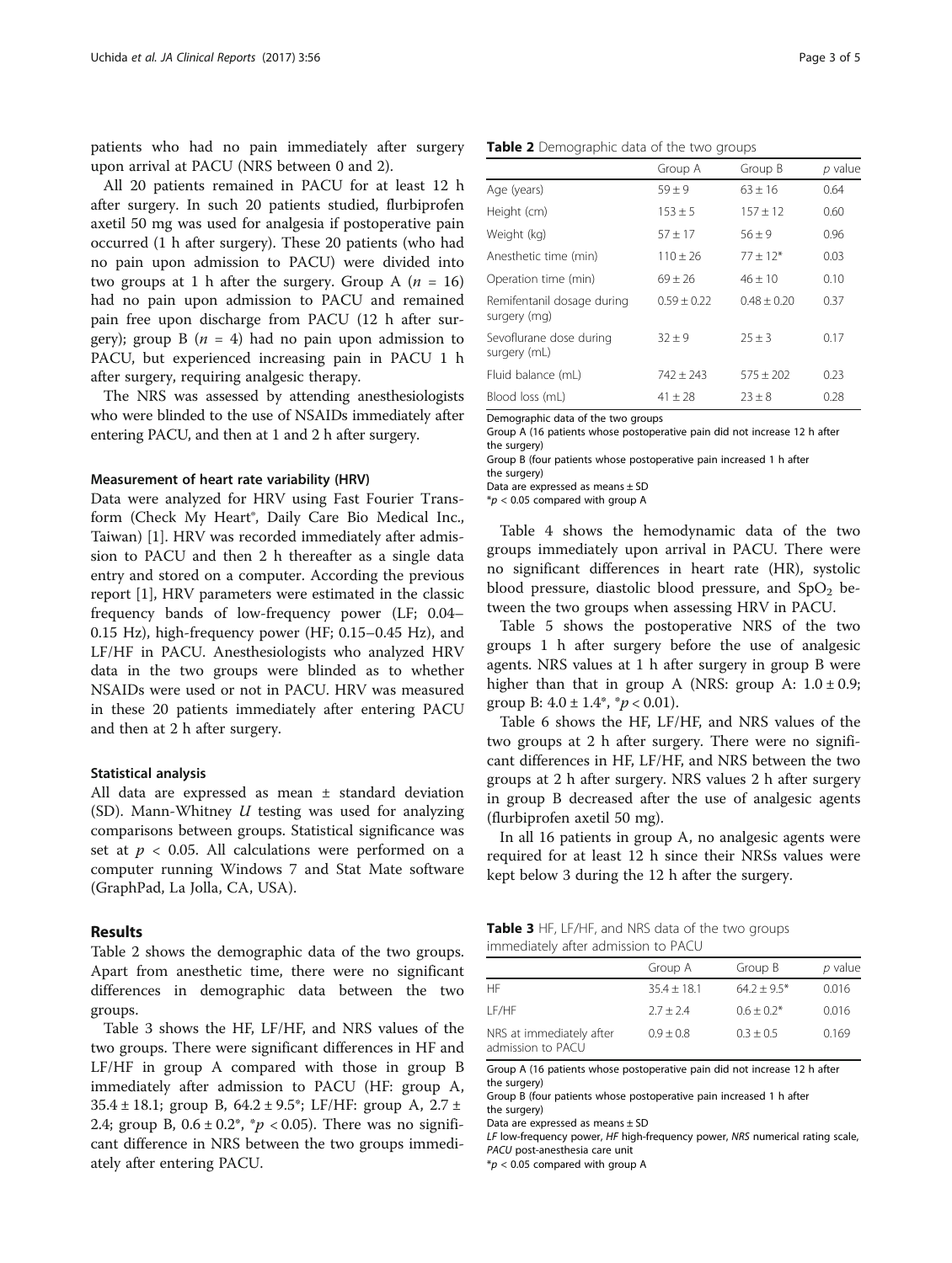patients who had no pain immediately after surgery upon arrival at PACU (NRS between 0 and 2).

All 20 patients remained in PACU for at least 12 h after surgery. In such 20 patients studied, flurbiprofen axetil 50 mg was used for analgesia if postoperative pain occurred (1 h after surgery). These 20 patients (who had no pain upon admission to PACU) were divided into two groups at 1 h after the surgery. Group A ($n$ = 16) had no pain upon admission to PACU and remained pain free upon discharge from PACU (12 h after surgery); group B ($n$ = 4) had no pain upon admission to PACU, but experienced increasing pain in PACU 1 h after surgery, requiring analgesic therapy.

The NRS was assessed by attending anesthesiologists who were blinded to the use of NSAIDs immediately after entering PACU, and then at 1 and 2 h after surgery.

### Measurement of heart rate variability (HRV)

Data were analyzed for HRV using Fast Fourier Transform (Check My Heart®, Daily Care Bio Medical Inc., Taiwan) [1]. HRV was recorded immediately after admission to PACU and then 2 h thereafter as a single data entry and stored on a computer. According the previous report [1], HRV parameters were estimated in the classic frequency bands of low-frequency power (LF; 0.04–0.15 Hz), high-frequency power (HF; 0.15–0.45 Hz), and LF/HF in PACU. Anesthesiologists who analyzed HRV data in the two groups were blinded as to whether NSAIDs were used or not in PACU. HRV was measured in these 20 patients immediately after entering PACU and then at 2 h after surgery.

### Statistical analysis

All data are expressed as mean ± standard deviation (SD). Mann-Whitney $U$ testing was used for analyzing comparisons between groups. Statistical significance was set at $p < 0.05$. All calculations were performed on a computer running Windows 7 and Stat Mate software (GraphPad, La Jolla, CA, USA).

## Results

Table 2 shows the demographic data of the two groups. Apart from anesthetic time, there were no significant differences in demographic data between the two groups.

Table 3 shows the HF, LF/HF, and NRS values of the two groups. There were significant differences in HF and LF/HF in group A compared with those in group B immediately after admission to PACU (HF: group A, 35.4 ± 18.1; group B, 64.2 ± 9.5*; LF/HF: group A, 2.7 ± 2.4; group B, 0.6 ± 0.2*, *$p < 0.05$). There was no significant difference in NRS between the two groups immediately after entering PACU.

**Table 2** Demographic data of the two groups

| | Group A | Group B | $p$ value |
|---|---|---|---|
| Age (years) | 59 ± 9 | 63 ± 16 | 0.64 |
| Height (cm) | 153 ± 5 | 157 ± 12 | 0.60 |
| Weight (kg) | 57 ± 17 | 56 ± 9 | 0.96 |
| Anesthetic time (min) | 110 ± 26 | 77 ± 12* | 0.03 |
| Operation time (min) | 69 ± 26 | 46 ± 10 | 0.10 |
| Remifentanil dosage during surgery (mg) | 0.59 ± 0.22 | 0.48 ± 0.20 | 0.37 |
| Sevoflurane dose during surgery (mL) | 32 ± 9 | 25 ± 3 | 0.17 |
| Fluid balance (mL) | 742 ± 243 | 575 ± 202 | 0.23 |
| Blood loss (mL) | 41 ± 28 | 23 ± 8 | 0.28 |

Demographic data of the two groups
Group A (16 patients whose postoperative pain did not increase 12 h after the surgery)
Group B (four patients whose postoperative pain increased 1 h after the surgery)
Data are expressed as means ± SD
*$p < 0.05$ compared with group A

Table 4 shows the hemodynamic data of the two groups immediately upon arrival in PACU. There were no significant differences in heart rate (HR), systolic blood pressure, diastolic blood pressure, and $SpO_2$ between the two groups when assessing HRV in PACU.

Table 5 shows the postoperative NRS of the two groups 1 h after surgery before the use of analgesic agents. NRS values at 1 h after surgery in group B were higher than that in group A (NRS: group A: 1.0 ± 0.9; group B: 4.0 ± 1.4*, *$p < 0.01$).

Table 6 shows the HF, LF/HF, and NRS values of the two groups at 2 h after surgery. There were no significant differences in HF, LF/HF, and NRS between the two groups at 2 h after surgery. NRS values 2 h after surgery in group B decreased after the use of analgesic agents (flurbiprofen axetil 50 mg).

In all 16 patients in group A, no analgesic agents were required for at least 12 h since their NRSs values were kept below 3 during the 12 h after the surgery.

**Table 3** HF, LF/HF, and NRS data of the two groups immediately after admission to PACU

| | Group A | Group B | $p$ value |
|---|---|---|---|
| HF | 35.4 ± 18.1 | 64.2 ± 9.5* | 0.016 |
| LF/HF | 2.7 ± 2.4 | 0.6 ± 0.2* | 0.016 |
| NRS at immediately after admission to PACU | 0.9 ± 0.8 | 0.3 ± 0.5 | 0.169 |

Group A (16 patients whose postoperative pain did not increase 12 h after the surgery)
Group B (four patients whose postoperative pain increased 1 h after the surgery)
Data are expressed as means ± SD
*LF* low-frequency power, *HF* high-frequency power, *NRS* numerical rating scale, *PACU* post-anesthesia care unit
*$p < 0.05$ compared with group A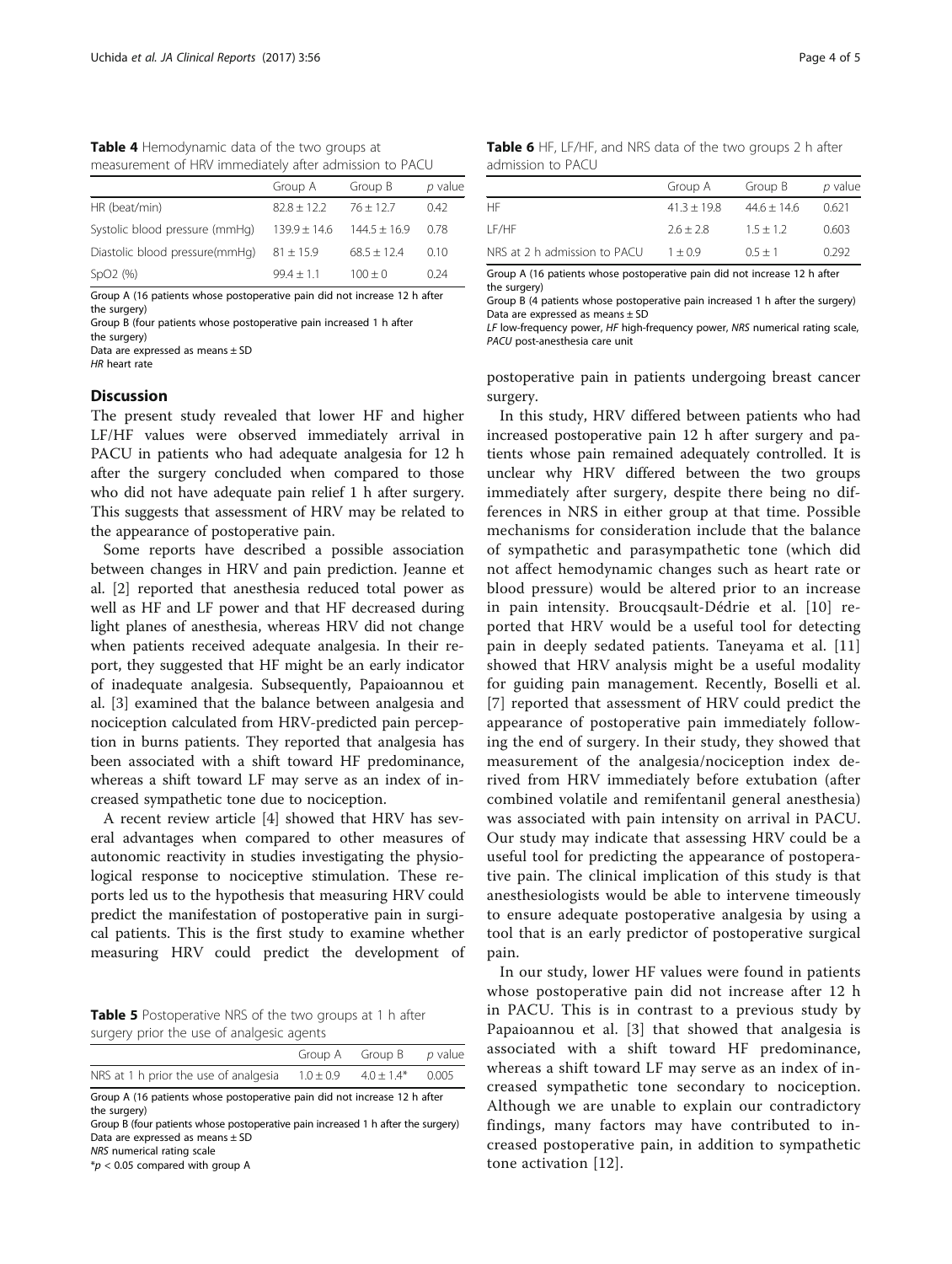**Table 4** Hemodynamic data of the two groups at measurement of HRV immediately after admission to PACU

| | Group A | Group B | p value |
|---|---|---|---|
| HR (beat/min) | 82.8 ± 12.2 | 76 ± 12.7 | 0.42 |
| Systolic blood pressure (mmHg) | 139.9 ± 14.6 | 144.5 ± 16.9 | 0.78 |
| Diastolic blood pressure(mmHg) | 81 ± 15.9 | 68.5 ± 12.4 | 0.10 |
| SpO2 (%) | 99.4 ± 1.1 | 100 ± 0 | 0.24 |

Group A (16 patients whose postoperative pain did not increase 12 h after the surgery)
Group B (four patients whose postoperative pain increased 1 h after the surgery)
Data are expressed as means ± SD
*HR* heart rate

## Discussion

The present study revealed that lower HF and higher LF/HF values were observed immediately arrival in PACU in patients who had adequate analgesia for 12 h after the surgery concluded when compared to those who did not have adequate pain relief 1 h after surgery. This suggests that assessment of HRV may be related to the appearance of postoperative pain.

Some reports have described a possible association between changes in HRV and pain prediction. Jeanne et al. [2] reported that anesthesia reduced total power as well as HF and LF power and that HF decreased during light planes of anesthesia, whereas HRV did not change when patients received adequate analgesia. In their report, they suggested that HF might be an early indicator of inadequate analgesia. Subsequently, Papaioannou et al. [3] examined that the balance between analgesia and nociception calculated from HRV-predicted pain perception in burns patients. They reported that analgesia has been associated with a shift toward HF predominance, whereas a shift toward LF may serve as an index of increased sympathetic tone due to nociception.

A recent review article [4] showed that HRV has several advantages when compared to other measures of autonomic reactivity in studies investigating the physiological response to nociceptive stimulation. These reports led us to the hypothesis that measuring HRV could predict the manifestation of postoperative pain in surgical patients. This is the first study to examine whether measuring HRV could predict the development of postoperative pain in patients undergoing breast cancer surgery.

**Table 5** Postoperative NRS of the two groups at 1 h after surgery prior the use of analgesic agents

| | Group A | Group B | p value |
|---|---|---|---|
| NRS at 1 h prior the use of analgesia | 1.0 ± 0.9 | 4.0 ± 1.4* | 0.005 |

Group A (16 patients whose postoperative pain did not increase 12 h after the surgery)
Group B (four patients whose postoperative pain increased 1 h after the surgery)
Data are expressed as means ± SD
*NRS* numerical rating scale
*$p < 0.05$ compared with group A

**Table 6** HF, LF/HF, and NRS data of the two groups 2 h after admission to PACU

| | Group A | Group B | p value |
|---|---|---|---|
| HF | 41.3 ± 19.8 | 44.6 ± 14.6 | 0.621 |
| LF/HF | 2.6 ± 2.8 | 1.5 ± 1.2 | 0.603 |
| NRS at 2 h admission to PACU | 1 ± 0.9 | 0.5 ± 1 | 0.292 |

Group A (16 patients whose postoperative pain did not increase 12 h after the surgery)
Group B (4 patients whose postoperative pain increased 1 h after the surgery)
Data are expressed as means ± SD
*LF* low-frequency power, *HF* high-frequency power, *NRS* numerical rating scale, *PACU* post-anesthesia care unit

In this study, HRV differed between patients who had increased postoperative pain 12 h after surgery and patients whose pain remained adequately controlled. It is unclear why HRV differed between the two groups immediately after surgery, despite there being no differences in NRS in either group at that time. Possible mechanisms for consideration include that the balance of sympathetic and parasympathetic tone (which did not affect hemodynamic changes such as heart rate or blood pressure) would be altered prior to an increase in pain intensity. Broucqsault-Dédrie et al. [10] reported that HRV would be a useful tool for detecting pain in deeply sedated patients. Taneyama et al. [11] showed that HRV analysis might be a useful modality for guiding pain management. Recently, Boselli et al. [7] reported that assessment of HRV could predict the appearance of postoperative pain immediately following the end of surgery. In their study, they showed that measurement of the analgesia/nociception index derived from HRV immediately before extubation (after combined volatile and remifentanil general anesthesia) was associated with pain intensity on arrival in PACU. Our study may indicate that assessing HRV could be a useful tool for predicting the appearance of postoperative pain. The clinical implication of this study is that anesthesiologists would be able to intervene timeously to ensure adequate postoperative analgesia by using a tool that is an early predictor of postoperative surgical pain.

In our study, lower HF values were found in patients whose postoperative pain did not increase after 12 h in PACU. This is in contrast to a previous study by Papaioannou et al. [3] that showed that analgesia is associated with a shift toward HF predominance, whereas a shift toward LF may serve as an index of increased sympathetic tone secondary to nociception. Although we are unable to explain our contradictory findings, many factors may have contributed to increased postoperative pain, in addition to sympathetic tone activation [12].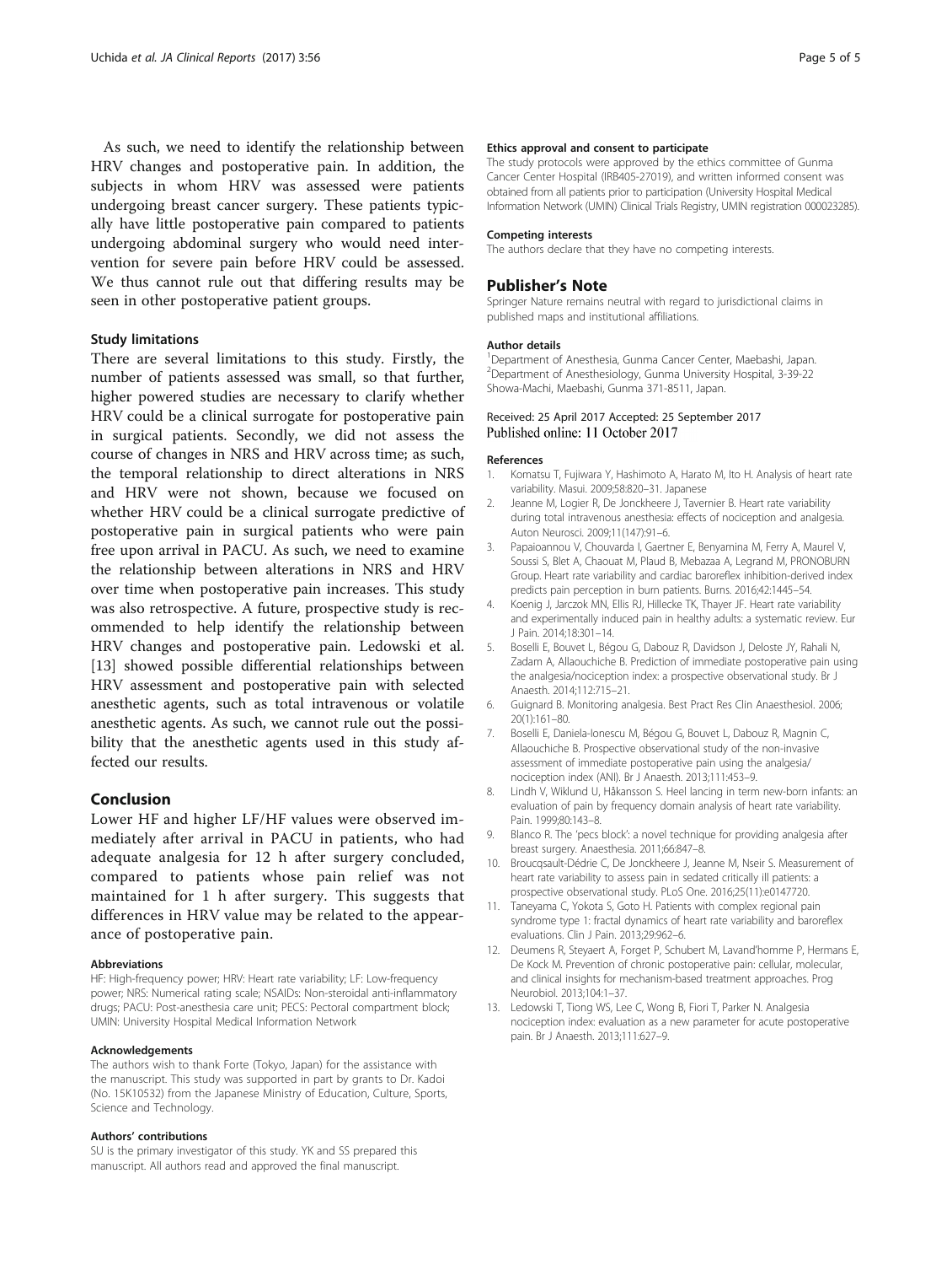As such, we need to identify the relationship between HRV changes and postoperative pain. In addition, the subjects in whom HRV was assessed were patients undergoing breast cancer surgery. These patients typically have little postoperative pain compared to patients undergoing abdominal surgery who would need intervention for severe pain before HRV could be assessed. We thus cannot rule out that differing results may be seen in other postoperative patient groups.

### Study limitations

There are several limitations to this study. Firstly, the number of patients assessed was small, so that further, higher powered studies are necessary to clarify whether HRV could be a clinical surrogate for postoperative pain in surgical patients. Secondly, we did not assess the course of changes in NRS and HRV across time; as such, the temporal relationship to direct alterations in NRS and HRV were not shown, because we focused on whether HRV could be a clinical surrogate predictive of postoperative pain in surgical patients who were pain free upon arrival in PACU. As such, we need to examine the relationship between alterations in NRS and HRV over time when postoperative pain increases. This study was also retrospective. A future, prospective study is recommended to help identify the relationship between HRV changes and postoperative pain. Ledowski et al. [13] showed possible differential relationships between HRV assessment and postoperative pain with selected anesthetic agents, such as total intravenous or volatile anesthetic agents. As such, we cannot rule out the possibility that the anesthetic agents used in this study affected our results.

## Conclusion

Lower HF and higher LF/HF values were observed immediately after arrival in PACU in patients, who had adequate analgesia for 12 h after surgery concluded, compared to patients whose pain relief was not maintained for 1 h after surgery. This suggests that differences in HRV value may be related to the appearance of postoperative pain.

#### Abbreviations

HF: High-frequency power; HRV: Heart rate variability; LF: Low-frequency power; NRS: Numerical rating scale; NSAIDs: Non-steroidal anti-inflammatory drugs; PACU: Post-anesthesia care unit; PECS: Pectoral compartment block; UMIN: University Hospital Medical Information Network

#### Acknowledgements

The authors wish to thank Forte (Tokyo, Japan) for the assistance with the manuscript. This study was supported in part by grants to Dr. Kadoi (No. 15K10532) from the Japanese Ministry of Education, Culture, Sports, Science and Technology.

#### Authors' contributions

SU is the primary investigator of this study. YK and SS prepared this manuscript. All authors read and approved the final manuscript.

#### Ethics approval and consent to participate

The study protocols were approved by the ethics committee of Gunma Cancer Center Hospital (IRB405-27019), and written informed consent was obtained from all patients prior to participation (University Hospital Medical Information Network (UMIN) Clinical Trials Registry, UMIN registration 000023285).

#### Competing interests

The authors declare that they have no competing interests.

## Publisher's Note

Springer Nature remains neutral with regard to jurisdictional claims in published maps and institutional affiliations.

#### Author details

[1]Department of Anesthesia, Gunma Cancer Center, Maebashi, Japan. [2]Department of Anesthesiology, Gunma University Hospital, 3-39-22 Showa-Machi, Maebashi, Gunma 371-8511, Japan.

Received: 25 April 2017 Accepted: 25 September 2017
Published online: 11 October 2017

#### References

1. Komatsu T, Fujiwara Y, Hashimoto A, Harato M, Ito H. Analysis of heart rate variability. Masui. 2009;58:820–31. Japanese
2. Jeanne M, Logier R, De Jonckheere J, Tavernier B. Heart rate variability during total intravenous anesthesia: effects of nociception and analgesia. Auton Neurosci. 2009;11(147):91–6.
3. Papaioannou V, Chouvarda I, Gaertner E, Benyamina M, Ferry A, Maurel V, Soussi S, Blet A, Chaouat M, Plaud B, Mebazaa A, Legrand M, PRONOBURN Group. Heart rate variability and cardiac baroreflex inhibition-derived index predicts pain perception in burn patients. Burns. 2016;42:1445–54.
4. Koenig J, Jarczok MN, Ellis RJ, Hillecke TK, Thayer JF. Heart rate variability and experimentally induced pain in healthy adults: a systematic review. Eur J Pain. 2014;18:301–14.
5. Boselli E, Bouvet L, Bégou G, Dabouz R, Davidson J, Deloste JY, Rahali N, Zadam A, Allaouchiche B. Prediction of immediate postoperative pain using the analgesia/nociception index: a prospective observational study. Br J Anaesth. 2014;112:715–21.
6. Guignard B. Monitoring analgesia. Best Pract Res Clin Anaesthesiol. 2006; 20(1):161–80.
7. Boselli E, Daniela-Ionescu M, Bégou G, Bouvet L, Dabouz R, Magnin C, Allaouchiche B. Prospective observational study of the non-invasive assessment of immediate postoperative pain using the analgesia/nociception index (ANI). Br J Anaesth. 2013;111:453–9.
8. Lindh V, Wiklund U, Håkansson S. Heel lancing in term new-born infants: an evaluation of pain by frequency domain analysis of heart rate variability. Pain. 1999;80:143–8.
9. Blanco R. The 'pecs block': a novel technique for providing analgesia after breast surgery. Anaesthesia. 2011;66:847–8.
10. Broucqsault-Dédrie C, De Jonckheere J, Jeanne M, Nseir S. Measurement of heart rate variability to assess pain in sedated critically ill patients: a prospective observational study. PLoS One. 2016;25(11):e0147720.
11. Taneyama C, Yokota S, Goto H. Patients with complex regional pain syndrome type 1: fractal dynamics of heart rate variability and baroreflex evaluations. Clin J Pain. 2013;29:962–6.
12. Deumens R, Steyaert A, Forget P, Schubert M, Lavand'homme P, Hermans E, De Kock M. Prevention of chronic postoperative pain: cellular, molecular, and clinical insights for mechanism-based treatment approaches. Prog Neurobiol. 2013;104:1–37.
13. Ledowski T, Tiong WS, Lee C, Wong B, Fiori T, Parker N. Analgesia nociception index: evaluation as a new parameter for acute postoperative pain. Br J Anaesth. 2013;111:627–9.